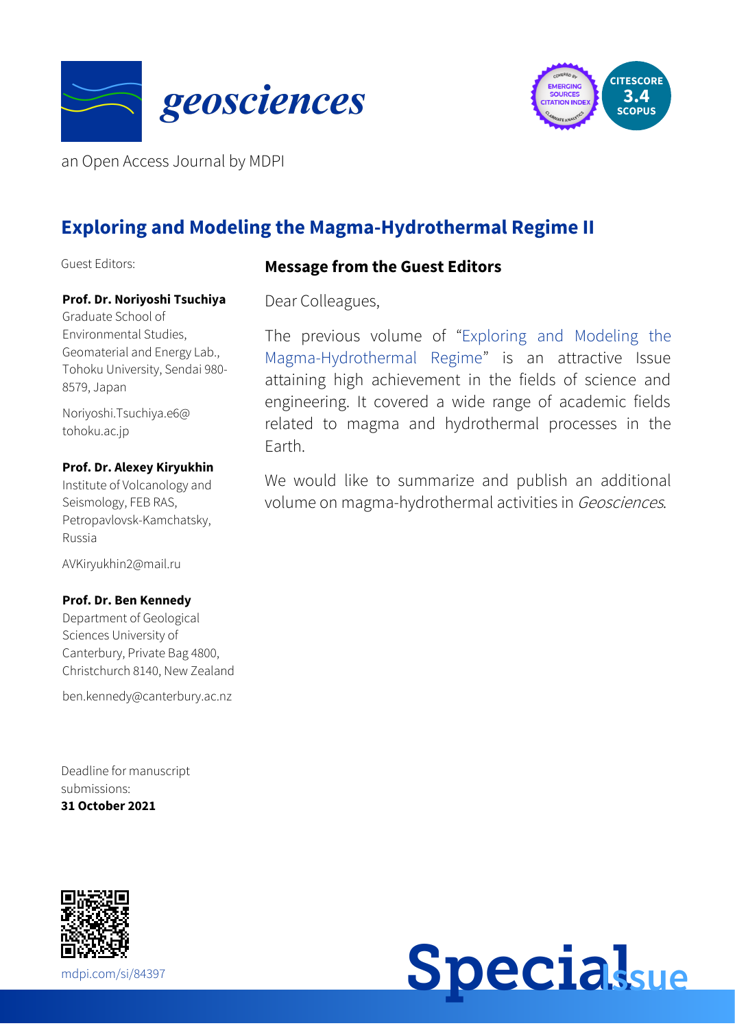geosciences

an Open Access Journal by MDPI

CITESCORE 3.4 SCOPUS

# Exploring and Modeling the Magma-Hydrothermal Regime II

Guest Editors:

**Prof. Dr. Noriyoshi Tsuchiya**
Graduate School of Environmental Studies, Geomaterial and Energy Lab., Tohoku University, Sendai 980-8579, Japan

Noriyoshi.Tsuchiya.e6@tohoku.ac.jp

**Prof. Dr. Alexey Kiryukhin**
Institute of Volcanology and Seismology, FEB RAS, Petropavlovsk-Kamchatsky, Russia

AVKiryukhin2@mail.ru

**Prof. Dr. Ben Kennedy**
Department of Geological Sciences University of Canterbury, Private Bag 4800, Christchurch 8140, New Zealand

ben.kennedy@canterbury.ac.nz

Deadline for manuscript submissions:
**31 October 2021**

## Message from the Guest Editors

Dear Colleagues,

The previous volume of "Exploring and Modeling the Magma-Hydrothermal Regime" is an attractive Issue attaining high achievement in the fields of science and engineering. It covered a wide range of academic fields related to magma and hydrothermal processes in the Earth.

We would like to summarize and publish an additional volume on magma-hydrothermal activities in *Geosciences*.

mdpi.com/si/84397

Special Issue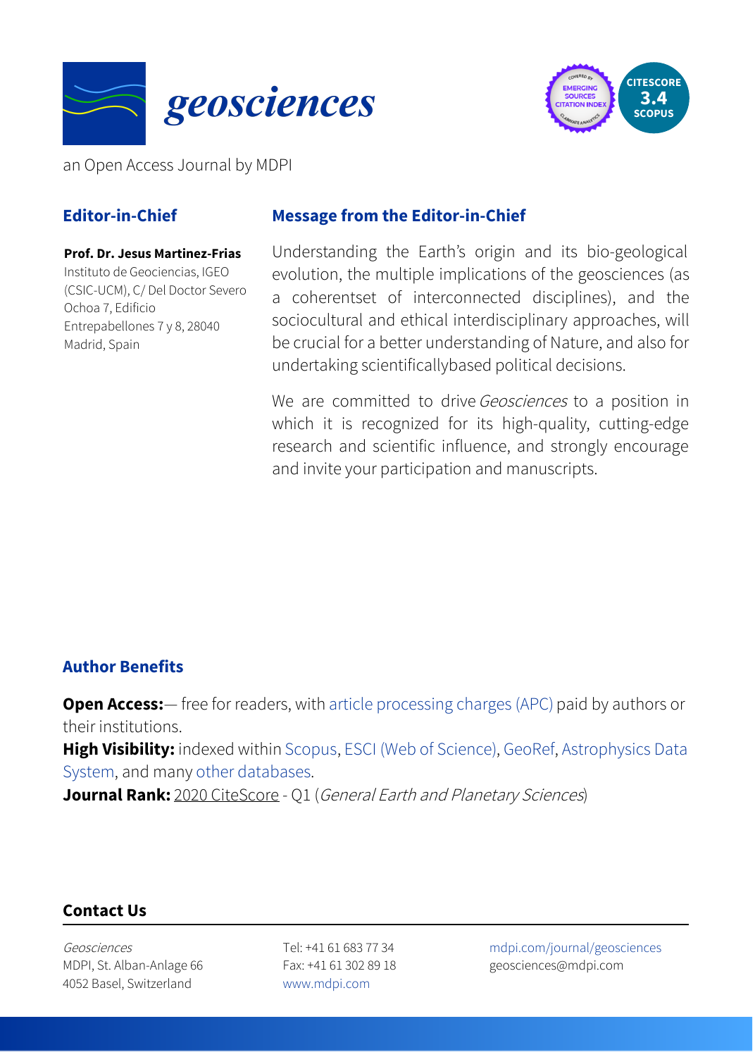# geosciences

an Open Access Journal by MDPI

COVERED BY EMERGING SOURCES CITATION INDEX CLARIVATE ANALYTICS

CITESCORE 3.4 SCOPUS

## Editor-in-Chief

**Prof. Dr. Jesus Martinez-Frias**
Instituto de Geociencias, IGEO (CSIC-UCM), C/ Del Doctor Severo Ochoa 7, Edificio Entrepabellones 7 y 8, 28040 Madrid, Spain

## Message from the Editor-in-Chief

Understanding the Earth's origin and its bio-geological evolution, the multiple implications of the geosciences (as a coherentset of interconnected disciplines), and the sociocultural and ethical interdisciplinary approaches, will be crucial for a better understanding of Nature, and also for undertaking scientificallybased political decisions.

We are committed to drive *Geosciences* to a position in which it is recognized for its high-quality, cutting-edge research and scientific influence, and strongly encourage and invite your participation and manuscripts.

## Author Benefits

**Open Access:**— free for readers, with article processing charges (APC) paid by authors or their institutions.
**High Visibility:** indexed within Scopus, ESCI (Web of Science), GeoRef, Astrophysics Data System, and many other databases.
**Journal Rank:** 2020 CiteScore - Q1 (*General Earth and Planetary Sciences*)

## Contact Us

*Geosciences*
MDPI, St. Alban-Anlage 66
4052 Basel, Switzerland

Tel: +41 61 683 77 34
Fax: +41 61 302 89 18
www.mdpi.com

mdpi.com/journal/geosciences
geosciences@mdpi.com